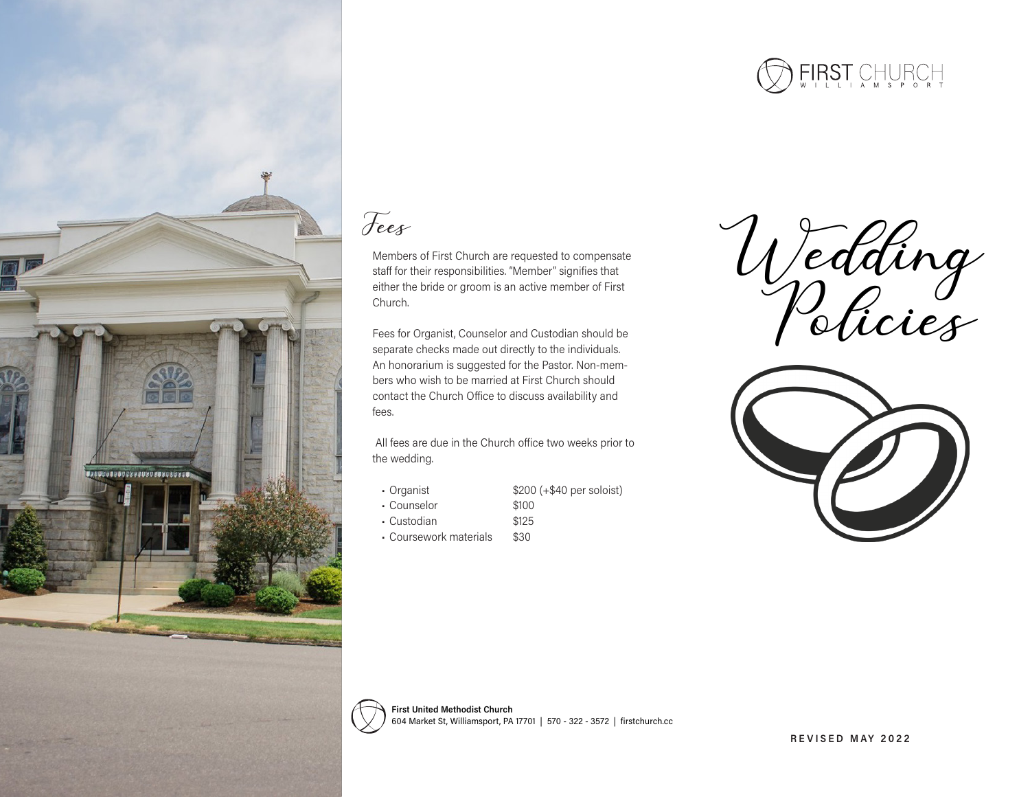FIRST CHURCH
WILLIAMSPORT

# Wedding Policies

## Fees

Members of First Church are requested to compensate staff for their responsibilities. "Member" signifies that either the bride or groom is an active member of First Church.

Fees for Organist, Counselor and Custodian should be separate checks made out directly to the individuals. An honorarium is suggested for the Pastor. Non-members who wish to be married at First Church should contact the Church Office to discuss availability and fees.

All fees are due in the Church office two weeks prior to the wedding.

| | |
|---|---|
| • Organist | $200 (+$40 per soloist) |
| • Counselor | $100 |
| • Custodian | $125 |
| • Coursework materials | $30 |

**First United Methodist Church**
604 Market St, Williamsport, PA 17701 | 570 - 322 - 3572 | firstchurch.cc

REVISED MAY 2022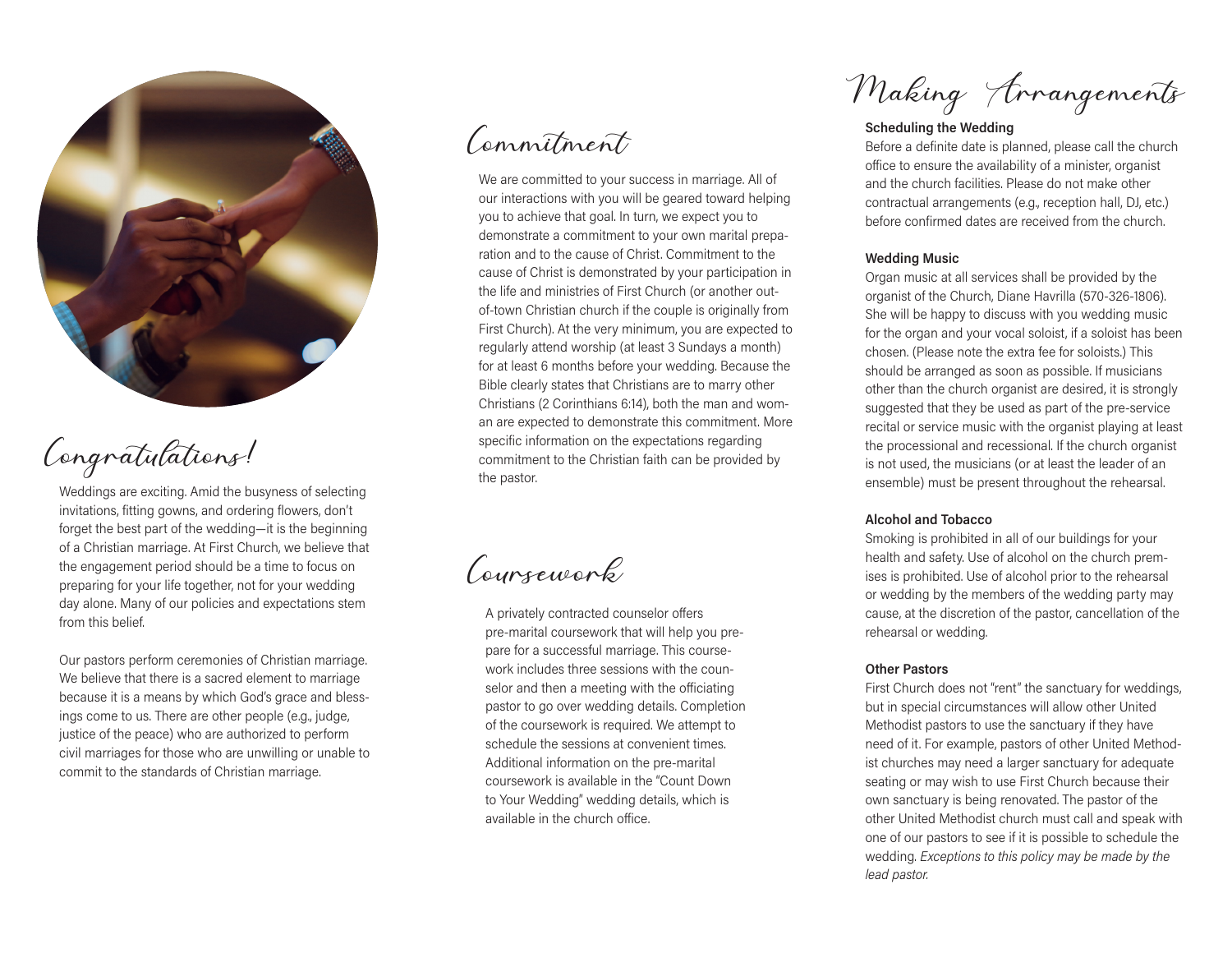## Congratulations!

Weddings are exciting. Amid the busyness of selecting invitations, fitting gowns, and ordering flowers, don't forget the best part of the wedding—it is the beginning of a Christian marriage. At First Church, we believe that the engagement period should be a time to focus on preparing for your life together, not for your wedding day alone. Many of our policies and expectations stem from this belief.

Our pastors perform ceremonies of Christian marriage. We believe that there is a sacred element to marriage because it is a means by which God's grace and blessings come to us. There are other people (e.g., judge, justice of the peace) who are authorized to perform civil marriages for those who are unwilling or unable to commit to the standards of Christian marriage.

## Commitment

We are committed to your success in marriage. All of our interactions with you will be geared toward helping you to achieve that goal. In turn, we expect you to demonstrate a commitment to your own marital preparation and to the cause of Christ. Commitment to the cause of Christ is demonstrated by your participation in the life and ministries of First Church (or another out-of-town Christian church if the couple is originally from First Church). At the very minimum, you are expected to regularly attend worship (at least 3 Sundays a month) for at least 6 months before your wedding. Because the Bible clearly states that Christians are to marry other Christians (2 Corinthians 6:14), both the man and woman are expected to demonstrate this commitment. More specific information on the expectations regarding commitment to the Christian faith can be provided by the pastor.

## Coursework

A privately contracted counselor offers pre-marital coursework that will help you prepare for a successful marriage. This coursework includes three sessions with the counselor and then a meeting with the officiating pastor to go over wedding details. Completion of the coursework is required. We attempt to schedule the sessions at convenient times. Additional information on the pre-marital coursework is available in the "Count Down to Your Wedding" wedding details, which is available in the church office.

## Making Arrangements

**Scheduling the Wedding**

Before a definite date is planned, please call the church office to ensure the availability of a minister, organist and the church facilities. Please do not make other contractual arrangements (e.g., reception hall, DJ, etc.) before confirmed dates are received from the church.

**Wedding Music**

Organ music at all services shall be provided by the organist of the Church, Diane Havrilla (570-326-1806). She will be happy to discuss with you wedding music for the organ and your vocal soloist, if a soloist has been chosen. (Please note the extra fee for soloists.) This should be arranged as soon as possible. If musicians other than the church organist are desired, it is strongly suggested that they be used as part of the pre-service recital or service music with the organist playing at least the processional and recessional. If the church organist is not used, the musicians (or at least the leader of an ensemble) must be present throughout the rehearsal.

**Alcohol and Tobacco**

Smoking is prohibited in all of our buildings for your health and safety. Use of alcohol on the church premises is prohibited. Use of alcohol prior to the rehearsal or wedding by the members of the wedding party may cause, at the discretion of the pastor, cancellation of the rehearsal or wedding.

**Other Pastors**

First Church does not "rent" the sanctuary for weddings, but in special circumstances will allow other United Methodist pastors to use the sanctuary if they have need of it. For example, pastors of other United Methodist churches may need a larger sanctuary for adequate seating or may wish to use First Church because their own sanctuary is being renovated. The pastor of the other United Methodist church must call and speak with one of our pastors to see if it is possible to schedule the wedding. *Exceptions to this policy may be made by the lead pastor.*